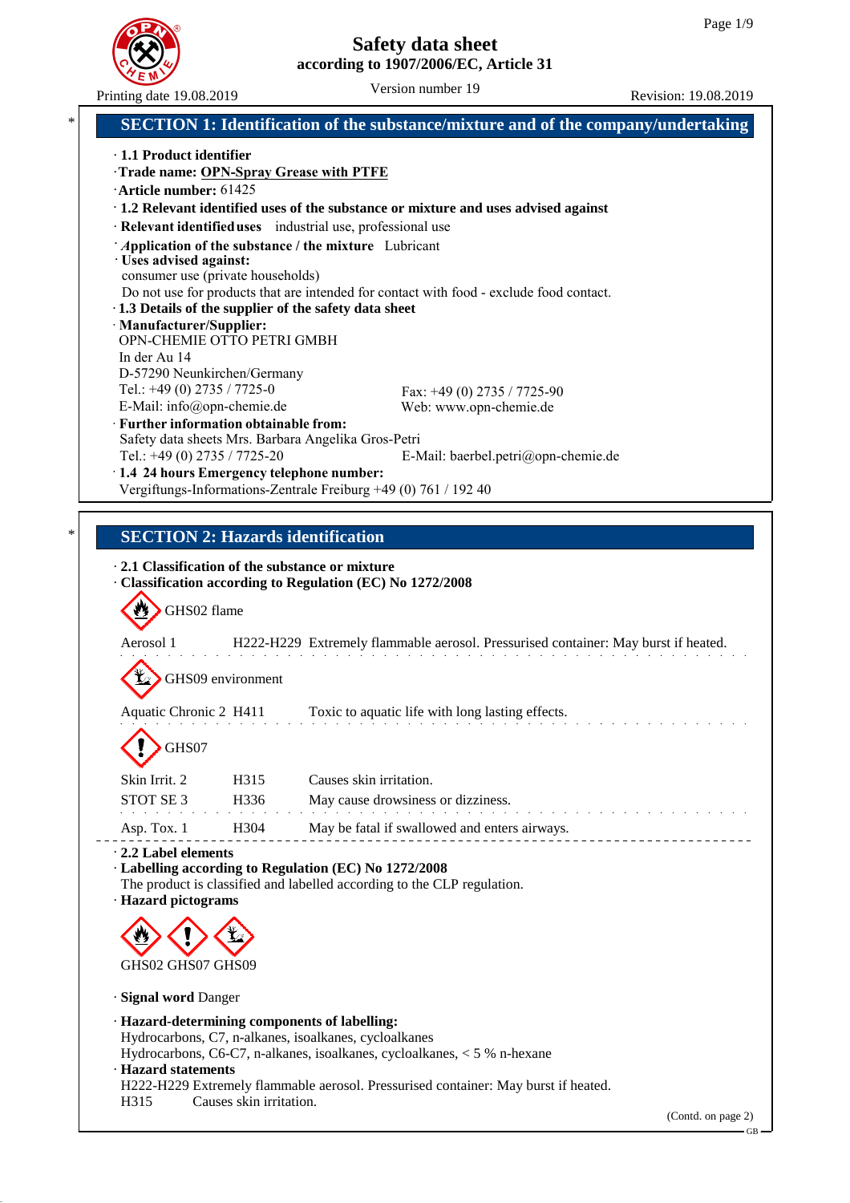# Safety data sheet

**according to 1907/2006/EC, Article 31**

Printing date 19.08.2019 | Version number 19 | Revision: 19.08.2019

## SECTION 1: Identification of the substance/mixture and of the company/undertaking

· **1.1 Product identifier**

· **Trade name: OPN-Spray Grease with PTFE**

· **Article number:** 61425

· **1.2 Relevant identified uses of the substance or mixture and uses advised against**

· **Relevant identified uses** industrial use, professional use

· **Application of the substance / the mixture** Lubricant

· **Uses advised against:**
consumer use (private households)
Do not use for products that are intended for contact with food - exclude food contact.

· **1.3 Details of the supplier of the safety data sheet**

· **Manufacturer/Supplier:**
OPN-CHEMIE OTTO PETRI GMBH
In der Au 14
D-57290 Neunkirchen/Germany
Tel.: +49 (0) 2735 / 7725-0
Fax: +49 (0) 2735 / 7725-90
E-Mail: info@opn-chemie.de
Web: www.opn-chemie.de

· **Further information obtainable from:**
Safety data sheets Mrs. Barbara Angelika Gros-Petri
Tel.: +49 (0) 2735 / 7725-20
E-Mail: baerbel.petri@opn-chemie.de

· **1.4 24 hours Emergency telephone number:**
Vergiftungs-Informations-Zentrale Freiburg +49 (0) 761 / 192 40

## SECTION 2: Hazards identification

· **2.1 Classification of the substance or mixture**

· **Classification according to Regulation (EC) No 1272/2008**

GHS02 flame

| | | |
|---|---|---|
| Aerosol 1 | H222-H229 | Extremely flammable aerosol. Pressurised container: May burst if heated. |

GHS09 environment

| | | |
|---|---|---|
| Aquatic Chronic 2 | H411 | Toxic to aquatic life with long lasting effects. |

GHS07

| | | |
|---|---|---|
| Skin Irrit. 2 | H315 | Causes skin irritation. |
| STOT SE 3 | H336 | May cause drowsiness or dizziness. |
| Asp. Tox. 1 | H304 | May be fatal if swallowed and enters airways. |

· **2.2 Label elements**

· **Labelling according to Regulation (EC) No 1272/2008**
The product is classified and labelled according to the CLP regulation.

· **Hazard pictograms**

GHS02 GHS07 GHS09

· **Signal word** Danger

· **Hazard-determining components of labelling:**
Hydrocarbons, C7, n-alkanes, isoalkanes, cycloalkanes
Hydrocarbons, C6-C7, n-alkanes, isoalkanes, cycloalkanes, < 5 % n-hexane

· **Hazard statements**
H222-H229 Extremely flammable aerosol. Pressurised container: May burst if heated.
H315 Causes skin irritation.

(Contd. on page 2)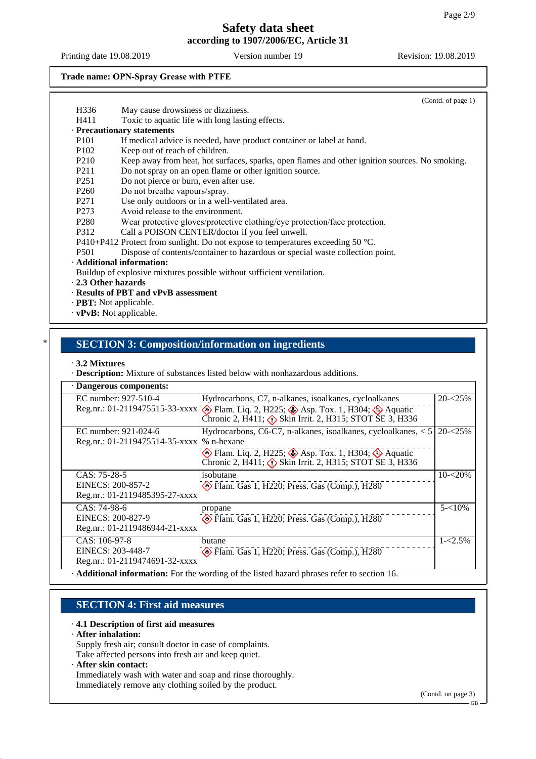**Trade name: OPN-Spray Grease with PTFE**

(Contd. of page 1)

H336 May cause drowsiness or dizziness.
H411 Toxic to aquatic life with long lasting effects.

· **Precautionary statements**

P101 If medical advice is needed, have product container or label at hand.
P102 Keep out of reach of children.
P210 Keep away from heat, hot surfaces, sparks, open flames and other ignition sources. No smoking.
P211 Do not spray on an open flame or other ignition source.
P251 Do not pierce or burn, even after use.
P260 Do not breathe vapours/spray.
P271 Use only outdoors or in a well-ventilated area.
P273 Avoid release to the environment.
P280 Wear protective gloves/protective clothing/eye protection/face protection.
P312 Call a POISON CENTER/doctor if you feel unwell.
P410+P412 Protect from sunlight. Do not expose to temperatures exceeding 50 °C.
P501 Dispose of contents/container to hazardous or special waste collection point.

· **Additional information:**
Buildup of explosive mixtures possible without sufficient ventilation.

· **2.3 Other hazards**

· **Results of PBT and vPvB assessment**

· **PBT:** Not applicable.

· **vPvB:** Not applicable.

## SECTION 3: Composition/information on ingredients

· **3.2 Mixtures**

· **Description:** Mixture of substances listed below with nonhazardous additions.

· **Dangerous components:**

| Identifiers | Substance / Classification | Concentration |
|---|---|---|
| EC number: 927-510-4<br>Reg.nr.: 01-2119475515-33-xxxx | Hydrocarbons, C7, n-alkanes, isoalkanes, cycloalkanes<br>Flam. Liq. 2, H225; Asp. Tox. 1, H304; Aquatic Chronic 2, H411; Skin Irrit. 2, H315; STOT SE 3, H336 | 20-<25% |
| EC number: 921-024-6<br>Reg.nr.: 01-2119475514-35-xxxx | Hydrocarbons, C6-C7, n-alkanes, isoalkanes, cycloalkanes, < 5 % n-hexane<br>Flam. Liq. 2, H225; Asp. Tox. 1, H304; Aquatic Chronic 2, H411; Skin Irrit. 2, H315; STOT SE 3, H336 | 20-<25% |
| CAS: 75-28-5<br>EINECS: 200-857-2<br>Reg.nr.: 01-2119485395-27-xxxx | isobutane<br>Flam. Gas 1, H220; Press. Gas (Comp.), H280 | 10-<20% |
| CAS: 74-98-6<br>EINECS: 200-827-9<br>Reg.nr.: 01-2119486944-21-xxxx | propane<br>Flam. Gas 1, H220; Press. Gas (Comp.), H280 | 5-<10% |
| CAS: 106-97-8<br>EINECS: 203-448-7<br>Reg.nr.: 01-2119474691-32-xxxx | butane<br>Flam. Gas 1, H220; Press. Gas (Comp.), H280 | 1-<2.5% |

· **Additional information:** For the wording of the listed hazard phrases refer to section 16.

## SECTION 4: First aid measures

· **4.1 Description of first aid measures**

· **After inhalation:**
Supply fresh air; consult doctor in case of complaints.
Take affected persons into fresh air and keep quiet.

· **After skin contact:**
Immediately wash with water and soap and rinse thoroughly.
Immediately remove any clothing soiled by the product.

(Contd. on page 3)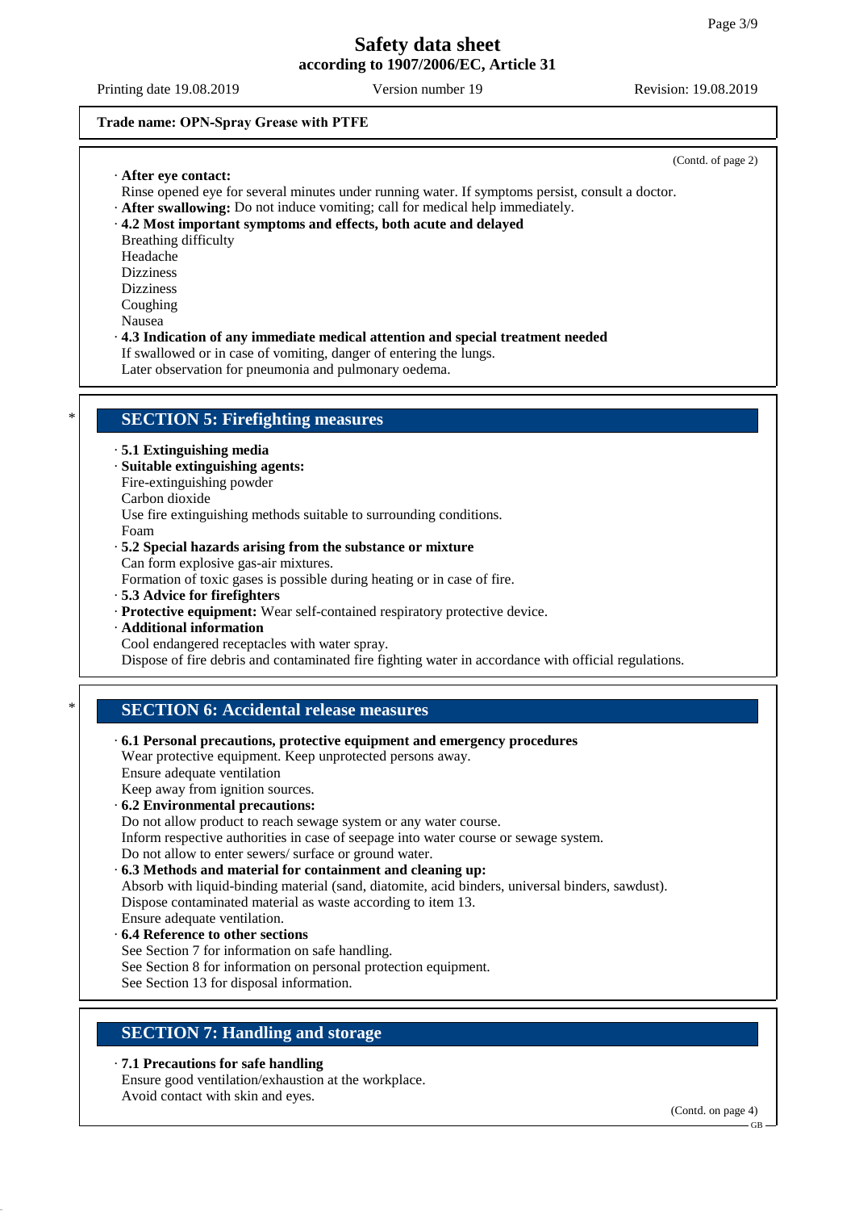Trade name: **OPN-Spray Grease with PTFE**

(Contd. of page 2)

· **After eye contact:**
Rinse opened eye for several minutes under running water. If symptoms persist, consult a doctor.
· **After swallowing:** Do not induce vomiting; call for medical help immediately.
· **4.2 Most important symptoms and effects, both acute and delayed**
Breathing difficulty
Headache
Dizziness
Dizziness
Coughing
Nausea
· **4.3 Indication of any immediate medical attention and special treatment needed**
If swallowed or in case of vomiting, danger of entering the lungs.
Later observation for pneumonia and pulmonary oedema.

\* 

## SECTION 5: Firefighting measures

· **5.1 Extinguishing media**
· **Suitable extinguishing agents:**
Fire-extinguishing powder
Carbon dioxide
Use fire extinguishing methods suitable to surrounding conditions.
Foam
· **5.2 Special hazards arising from the substance or mixture**
Can form explosive gas-air mixtures.
Formation of toxic gases is possible during heating or in case of fire.
· **5.3 Advice for firefighters**
· **Protective equipment:** Wear self-contained respiratory protective device.
· **Additional information**
Cool endangered receptacles with water spray.
Dispose of fire debris and contaminated fire fighting water in accordance with official regulations.

\* 

## SECTION 6: Accidental release measures

· **6.1 Personal precautions, protective equipment and emergency procedures**
Wear protective equipment. Keep unprotected persons away.
Ensure adequate ventilation
Keep away from ignition sources.
· **6.2 Environmental precautions:**
Do not allow product to reach sewage system or any water course.
Inform respective authorities in case of seepage into water course or sewage system.
Do not allow to enter sewers/ surface or ground water.
· **6.3 Methods and material for containment and cleaning up:**
Absorb with liquid-binding material (sand, diatomite, acid binders, universal binders, sawdust).
Dispose contaminated material as waste according to item 13.
Ensure adequate ventilation.
· **6.4 Reference to other sections**
See Section 7 for information on safe handling.
See Section 8 for information on personal protection equipment.
See Section 13 for disposal information.

## SECTION 7: Handling and storage

· **7.1 Precautions for safe handling**
Ensure good ventilation/exhaustion at the workplace.
Avoid contact with skin and eyes.

(Contd. on page 4)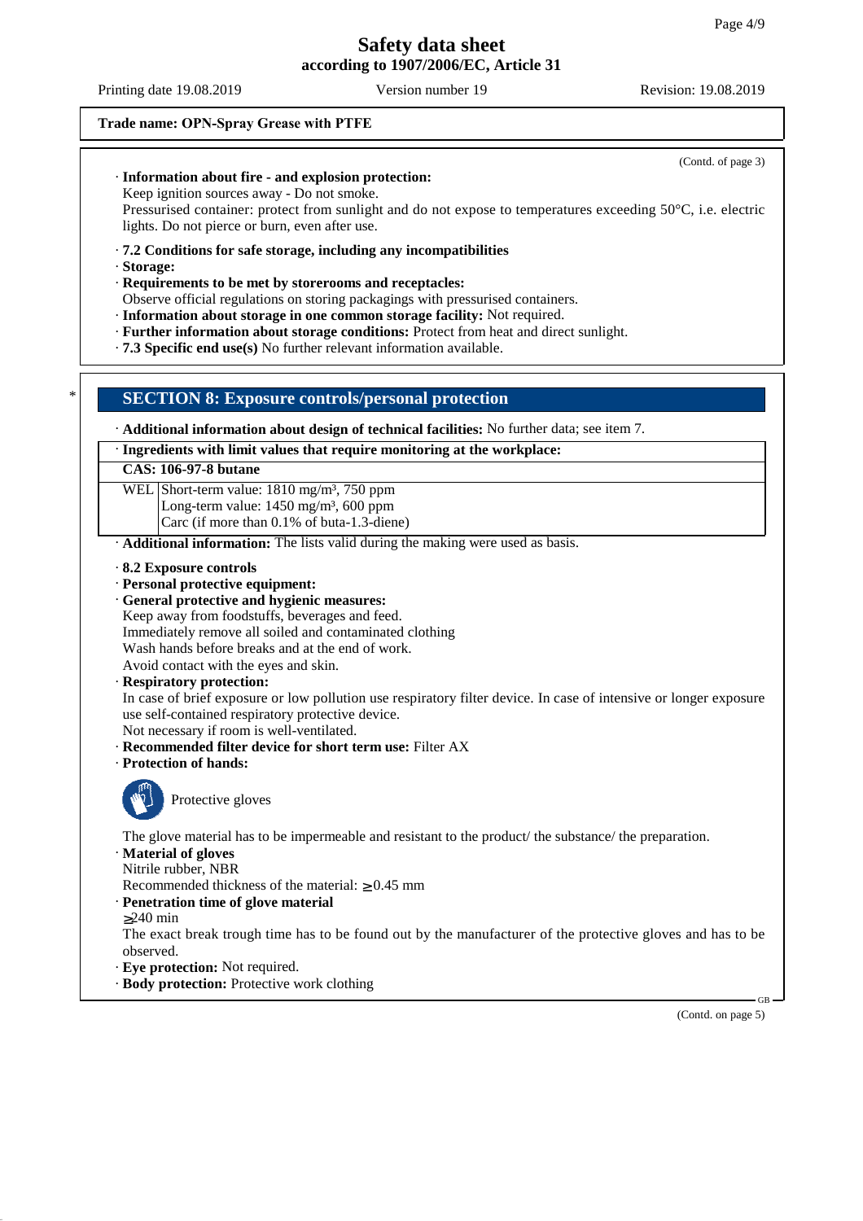**Trade name: OPN-Spray Grease with PTFE**

(Contd. of page 3)

· **Information about fire - and explosion protection:**
Keep ignition sources away - Do not smoke.
Pressurised container: protect from sunlight and do not expose to temperatures exceeding 50°C, i.e. electric lights. Do not pierce or burn, even after use.

· **7.2 Conditions for safe storage, including any incompatibilities**
· **Storage:**
· **Requirements to be met by storerooms and receptacles:**
Observe official regulations on storing packagings with pressurised containers.
· **Information about storage in one common storage facility:** Not required.
· **Further information about storage conditions:** Protect from heat and direct sunlight.
· **7.3 Specific end use(s)** No further relevant information available.

\*

## SECTION 8: Exposure controls/personal protection

· **Additional information about design of technical facilities:** No further data; see item 7.

| · **Ingredients with limit values that require monitoring at the workplace:** | |
|---|---|
| **CAS: 106-97-8 butane** | |
| WEL | Short-term value: 1810 mg/m³, 750 ppm<br>Long-term value: 1450 mg/m³, 600 ppm<br>Carc (if more than 0.1% of buta-1.3-diene) |

· **Additional information:** The lists valid during the making were used as basis.

· **8.2 Exposure controls**
· **Personal protective equipment:**
· **General protective and hygienic measures:**
Keep away from foodstuffs, beverages and feed.
Immediately remove all soiled and contaminated clothing
Wash hands before breaks and at the end of work.
Avoid contact with the eyes and skin.
· **Respiratory protection:**
In case of brief exposure or low pollution use respiratory filter device. In case of intensive or longer exposure use self-contained respiratory protective device.
Not necessary if room is well-ventilated.
· **Recommended filter device for short term use:** Filter AX
· **Protection of hands:**

Protective gloves

The glove material has to be impermeable and resistant to the product/ the substance/ the preparation.
· **Material of gloves**
Nitrile rubber, NBR
Recommended thickness of the material: ≥ 0.45 mm
· **Penetration time of glove material**
≥240 min
The exact break trough time has to be found out by the manufacturer of the protective gloves and has to be observed.
· **Eye protection:** Not required.
· **Body protection:** Protective work clothing

(Contd. on page 5)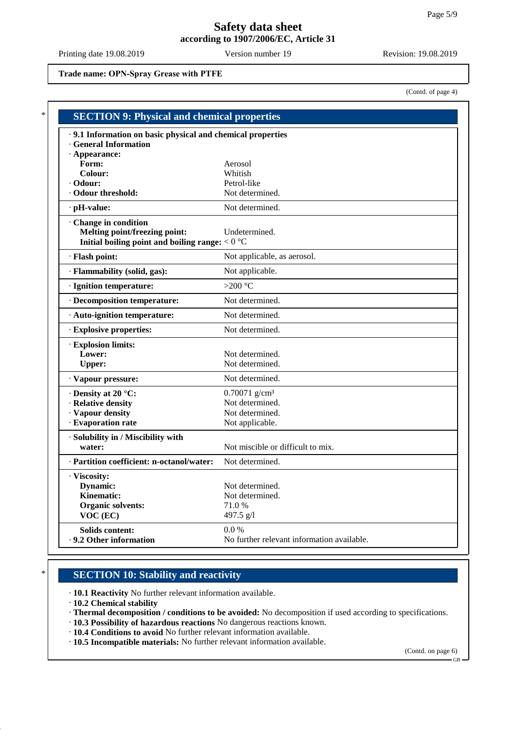**Trade name: OPN-Spray Grease with PTFE**

(Contd. of page 4)

## SECTION 9: Physical and chemical properties

| | |
|---|---|
| · **9.1 Information on basic physical and chemical properties** | |
| · **General Information** | |
| · **Appearance:** | |
| **Form:** | Aerosol |
| **Colour:** | Whitish |
| · **Odour:** | Petrol-like |
| · **Odour threshold:** | Not determined. |
| · **pH-value:** | Not determined. |
| · **Change in condition** | |
| **Melting point/freezing point:** | Undetermined. |
| **Initial boiling point and boiling range:** | < 0 °C |
| · **Flash point:** | Not applicable, as aerosol. |
| · **Flammability (solid, gas):** | Not applicable. |
| · **Ignition temperature:** | >200 °C |
| · **Decomposition temperature:** | Not determined. |
| · **Auto-ignition temperature:** | Not determined. |
| · **Explosive properties:** | Not determined. |
| · **Explosion limits:** | |
| **Lower:** | Not determined. |
| **Upper:** | Not determined. |
| · **Vapour pressure:** | Not determined. |
| · **Density at 20 °C:** | 0.70071 g/cm³ |
| · **Relative density** | Not determined. |
| · **Vapour density** | Not determined. |
| · **Evaporation rate** | Not applicable. |
| · **Solubility in / Miscibility with water:** | Not miscible or difficult to mix. |
| · **Partition coefficient: n-octanol/water:** | Not determined. |
| · **Viscosity:** | |
| **Dynamic:** | Not determined. |
| **Kinematic:** | Not determined. |
| **Organic solvents:** | 71.0 % |
| **VOC (EC)** | 497.5 g/l |
| **Solids content:** | 0.0 % |
| · **9.2 Other information** | No further relevant information available. |

## SECTION 10: Stability and reactivity

· **10.1 Reactivity** No further relevant information available.
· **10.2 Chemical stability**
· **Thermal decomposition / conditions to be avoided:** No decomposition if used according to specifications.
· **10.3 Possibility of hazardous reactions** No dangerous reactions known.
· **10.4 Conditions to avoid** No further relevant information available.
· **10.5 Incompatible materials:** No further relevant information available.

(Contd. on page 6)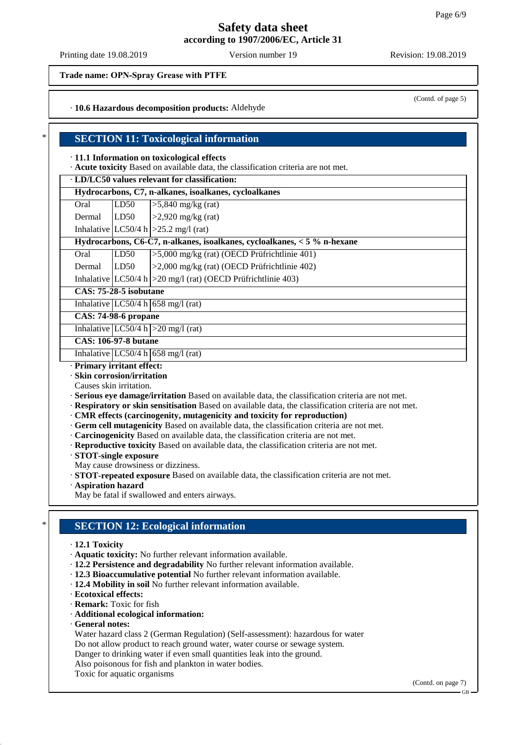**Trade name: OPN-Spray Grease with PTFE**

(Contd. of page 5)

· **10.6 Hazardous decomposition products:** Aldehyde

## SECTION 11: Toxicological information

· **11.1 Information on toxicological effects**
· **Acute toxicity** Based on available data, the classification criteria are not met.

| · **LD/LC50 values relevant for classification:** | | |
|---|---|---|
| **Hydrocarbons, C7, n-alkanes, isoalkanes, cycloalkanes** | | |
| Oral | LD50 | >5,840 mg/kg (rat) |
| Dermal | LD50 | >2,920 mg/kg (rat) |
| Inhalative | LC50/4 h | >25.2 mg/l (rat) |
| **Hydrocarbons, C6-C7, n-alkanes, isoalkanes, cycloalkanes, < 5 % n-hexane** | | |
| Oral | LD50 | >5,000 mg/kg (rat) (OECD Prüfrichtlinie 401) |
| Dermal | LD50 | >2,000 mg/kg (rat) (OECD Prüfrichtlinie 402) |
| Inhalative | LC50/4 h | >20 mg/l (rat) (OECD Prüfrichtlinie 403) |
| **CAS: 75-28-5 isobutane** | | |
| Inhalative | LC50/4 h | 658 mg/l (rat) |
| **CAS: 74-98-6 propane** | | |
| Inhalative | LC50/4 h | >20 mg/l (rat) |
| **CAS: 106-97-8 butane** | | |
| Inhalative | LC50/4 h | 658 mg/l (rat) |

· **Primary irritant effect:**
· **Skin corrosion/irritation**
Causes skin irritation.
· **Serious eye damage/irritation** Based on available data, the classification criteria are not met.
· **Respiratory or skin sensitisation** Based on available data, the classification criteria are not met.
· **CMR effects (carcinogenity, mutagenicity and toxicity for reproduction)**
· **Germ cell mutagenicity** Based on available data, the classification criteria are not met.
· **Carcinogenicity** Based on available data, the classification criteria are not met.
· **Reproductive toxicity** Based on available data, the classification criteria are not met.
· **STOT-single exposure**
May cause drowsiness or dizziness.
· **STOT-repeated exposure** Based on available data, the classification criteria are not met.
· **Aspiration hazard**
May be fatal if swallowed and enters airways.

## SECTION 12: Ecological information

· **12.1 Toxicity**
· **Aquatic toxicity:** No further relevant information available.
· **12.2 Persistence and degradability** No further relevant information available.
· **12.3 Bioaccumulative potential** No further relevant information available.
· **12.4 Mobility in soil** No further relevant information available.
· **Ecotoxical effects:**
· **Remark:** Toxic for fish
· **Additional ecological information:**
· **General notes:**
Water hazard class 2 (German Regulation) (Self-assessment): hazardous for water
Do not allow product to reach ground water, water course or sewage system.
Danger to drinking water if even small quantities leak into the ground.
Also poisonous for fish and plankton in water bodies.
Toxic for aquatic organisms

(Contd. on page 7)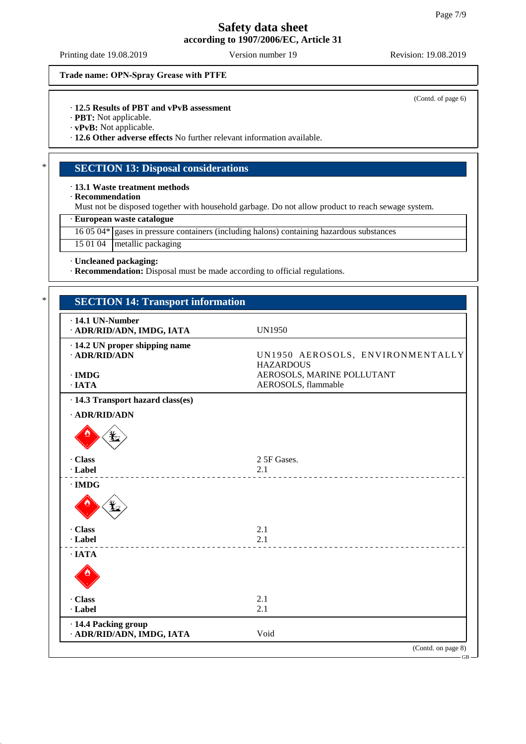**Trade name: OPN-Spray Grease with PTFE**

(Contd. of page 6)

· **12.5 Results of PBT and vPvB assessment**
· **PBT:** Not applicable.
· **vPvB:** Not applicable.
· **12.6 Other adverse effects** No further relevant information available.

## SECTION 13: Disposal considerations

· **13.1 Waste treatment methods**
· **Recommendation**
Must not be disposed together with household garbage. Do not allow product to reach sewage system.

| · **European waste catalogue** | |
|---|---|
| 16 05 04* | gases in pressure containers (including halons) containing hazardous substances |
| 15 01 04 | metallic packaging |

· **Uncleaned packaging:**
· **Recommendation:** Disposal must be made according to official regulations.

## SECTION 14: Transport information

| | |
|---|---|
| · **14.1 UN-Number** | |
| · **ADR/RID/ADN, IMDG, IATA** | UN1950 |
| · **14.2 UN proper shipping name** | |
| · **ADR/RID/ADN** | UN1950 AEROSOLS, ENVIRONMENTALLY HAZARDOUS |
| · **IMDG** | AEROSOLS, MARINE POLLUTANT |
| · **IATA** | AEROSOLS, flammable |
| · **14.3 Transport hazard class(es)** | |
| · **ADR/RID/ADN** | |
| · **Class** | 2 5F Gases. |
| · **Label** | 2.1 |
| · **IMDG** | |
| · **Class** | 2.1 |
| · **Label** | 2.1 |
| · **IATA** | |
| · **Class** | 2.1 |
| · **Label** | 2.1 |
| · **14.4 Packing group** | |
| · **ADR/RID/ADN, IMDG, IATA** | Void |

(Contd. on page 8)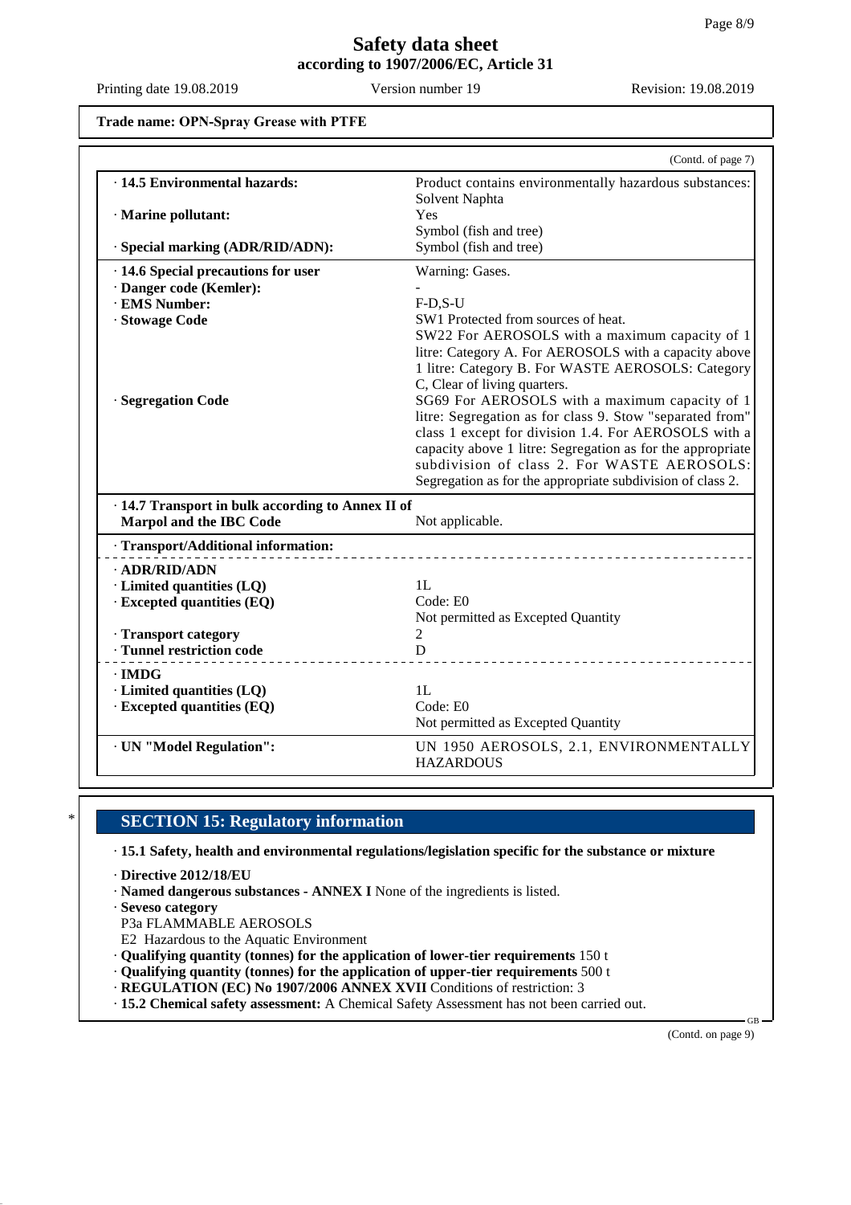Trade name: OPN-Spray Grease with PTFE

(Contd. of page 7)

| | |
|---|---|
| · **14.5 Environmental hazards:** | Product contains environmentally hazardous substances: Solvent Naphta |
| · **Marine pollutant:** | Yes<br>Symbol (fish and tree) |
| · **Special marking (ADR/RID/ADN):** | Symbol (fish and tree) |
| · **14.6 Special precautions for user** | Warning: Gases. |
| · **Danger code (Kemler):** | - |
| · **EMS Number:** | F-D,S-U |
| · **Stowage Code** | SW1 Protected from sources of heat.<br>SW22 For AEROSOLS with a maximum capacity of 1 litre: Category A. For AEROSOLS with a capacity above 1 litre: Category B. For WASTE AEROSOLS: Category C, Clear of living quarters. |
| · **Segregation Code** | SG69 For AEROSOLS with a maximum capacity of 1 litre: Segregation as for class 9. Stow "separated from" class 1 except for division 1.4. For AEROSOLS with a capacity above 1 litre: Segregation as for the appropriate subdivision of class 2. For WASTE AEROSOLS: Segregation as for the appropriate subdivision of class 2. |
| · **14.7 Transport in bulk according to Annex II of Marpol and the IBC Code** | Not applicable. |
| · **Transport/Additional information:** | |
| · **ADR/RID/ADN** | |
| · **Limited quantities (LQ)** | 1L |
| · **Excepted quantities (EQ)** | Code: E0<br>Not permitted as Excepted Quantity |
| · **Transport category** | 2 |
| · **Tunnel restriction code** | D |
| · **IMDG** | |
| · **Limited quantities (LQ)** | 1L |
| · **Excepted quantities (EQ)** | Code: E0<br>Not permitted as Excepted Quantity |
| · **UN "Model Regulation":** | UN 1950 AEROSOLS, 2.1, ENVIRONMENTALLY HAZARDOUS |

## SECTION 15: Regulatory information

· **15.1 Safety, health and environmental regulations/legislation specific for the substance or mixture**

· **Directive 2012/18/EU**
· **Named dangerous substances - ANNEX I** None of the ingredients is listed.
· **Seveso category**
P3a FLAMMABLE AEROSOLS
E2 Hazardous to the Aquatic Environment
· **Qualifying quantity (tonnes) for the application of lower-tier requirements** 150 t
· **Qualifying quantity (tonnes) for the application of upper-tier requirements** 500 t
· **REGULATION (EC) No 1907/2006 ANNEX XVII** Conditions of restriction: 3
· **15.2 Chemical safety assessment:** A Chemical Safety Assessment has not been carried out.

(Contd. on page 9)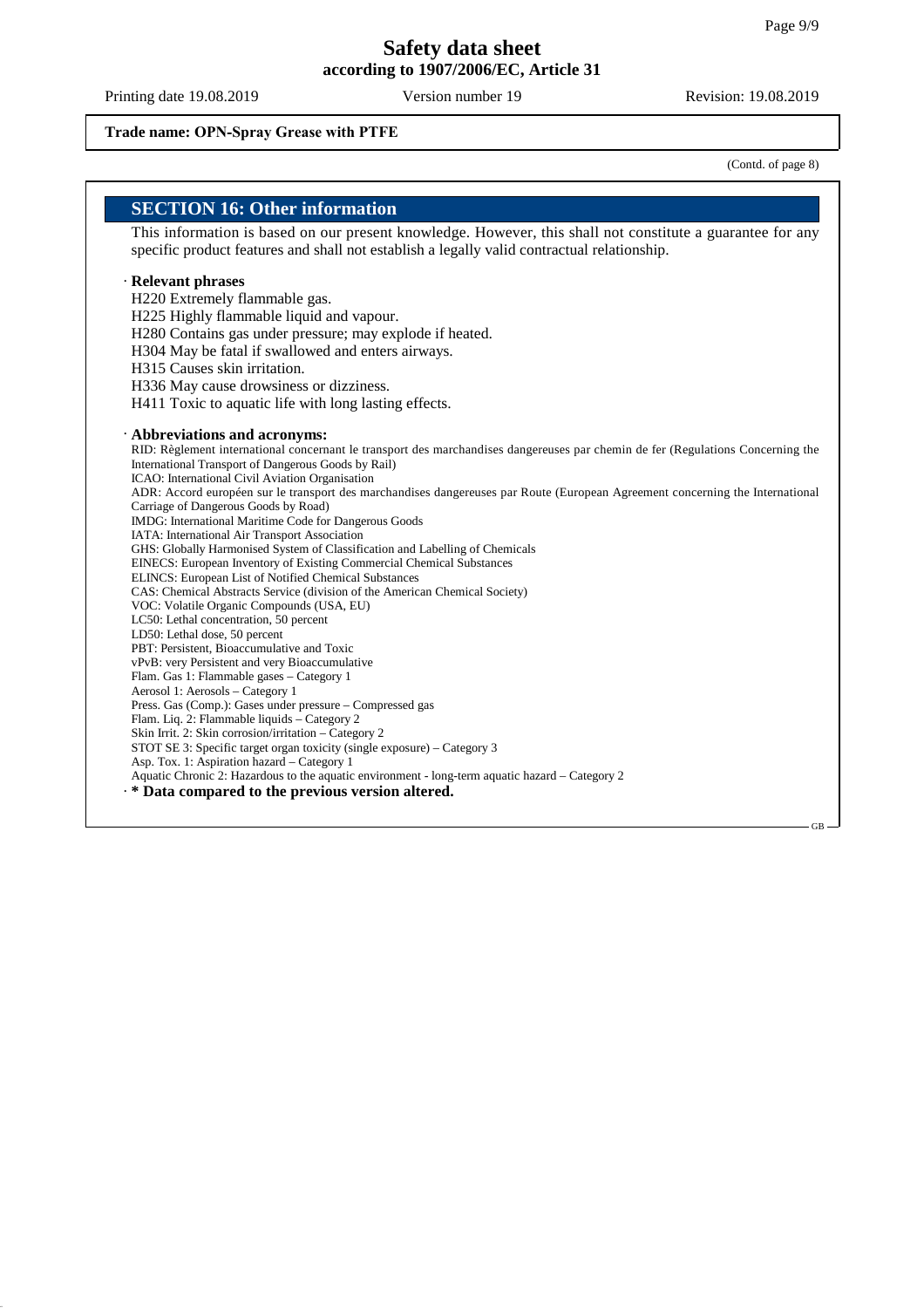# Safety data sheet

**according to 1907/2006/EC, Article 31**

Printing date 19.08.2019 Version number 19 Revision: 19.08.2019

**Trade name: OPN-Spray Grease with PTFE**

(Contd. of page 8)

## SECTION 16: Other information

This information is based on our present knowledge. However, this shall not constitute a guarantee for any specific product features and shall not establish a legally valid contractual relationship.

· **Relevant phrases**

H220 Extremely flammable gas.
H225 Highly flammable liquid and vapour.
H280 Contains gas under pressure; may explode if heated.
H304 May be fatal if swallowed and enters airways.
H315 Causes skin irritation.
H336 May cause drowsiness or dizziness.
H411 Toxic to aquatic life with long lasting effects.

· **Abbreviations and acronyms:**

RID: Règlement international concernant le transport des marchandises dangereuses par chemin de fer (Regulations Concerning the International Transport of Dangerous Goods by Rail)
ICAO: International Civil Aviation Organisation
ADR: Accord européen sur le transport des marchandises dangereuses par Route (European Agreement concerning the International Carriage of Dangerous Goods by Road)
IMDG: International Maritime Code for Dangerous Goods
IATA: International Air Transport Association
GHS: Globally Harmonised System of Classification and Labelling of Chemicals
EINECS: European Inventory of Existing Commercial Chemical Substances
ELINCS: European List of Notified Chemical Substances
CAS: Chemical Abstracts Service (division of the American Chemical Society)
VOC: Volatile Organic Compounds (USA, EU)
LC50: Lethal concentration, 50 percent
LD50: Lethal dose, 50 percent
PBT: Persistent, Bioaccumulative and Toxic
vPvB: very Persistent and very Bioaccumulative
Flam. Gas 1: Flammable gases – Category 1
Aerosol 1: Aerosols – Category 1
Press. Gas (Comp.): Gases under pressure – Compressed gas
Flam. Liq. 2: Flammable liquids – Category 2
Skin Irrit. 2: Skin corrosion/irritation – Category 2
STOT SE 3: Specific target organ toxicity (single exposure) – Category 3
Asp. Tox. 1: Aspiration hazard – Category 1
Aquatic Chronic 2: Hazardous to the aquatic environment - long-term aquatic hazard – Category 2

· **\* Data compared to the previous version altered.**

GB